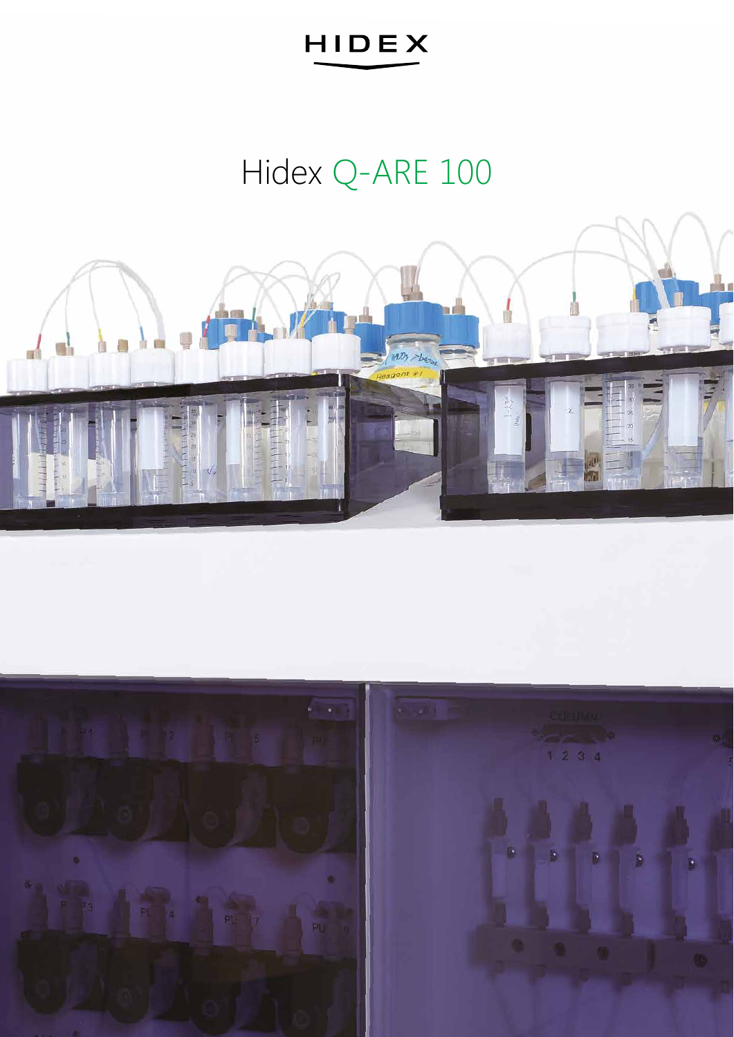HIDEX

# Hidex Q-ARE 100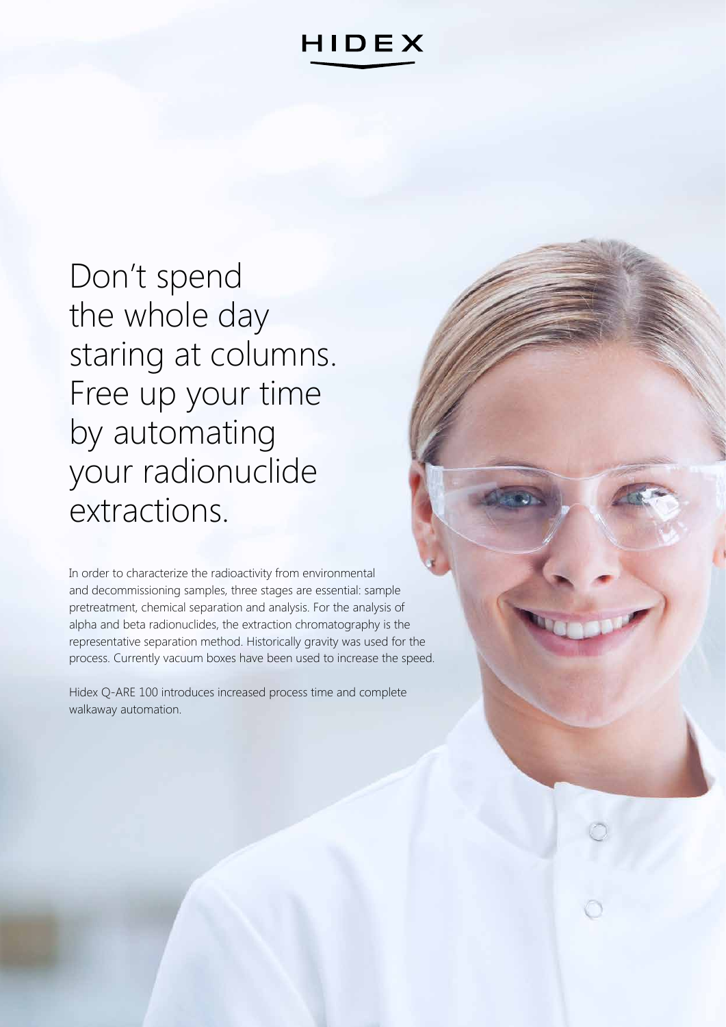HIDEX

# Don't spend the whole day staring at columns. Free up your time by automating your radionuclide extractions.

In order to characterize the radioactivity from environmental and decommissioning samples, three stages are essential: sample pretreatment, chemical separation and analysis. For the analysis of alpha and beta radionuclides, the extraction chromatography is the representative separation method. Historically gravity was used for the process. Currently vacuum boxes have been used to increase the speed.

Hidex Q-ARE 100 introduces increased process time and complete walkaway automation.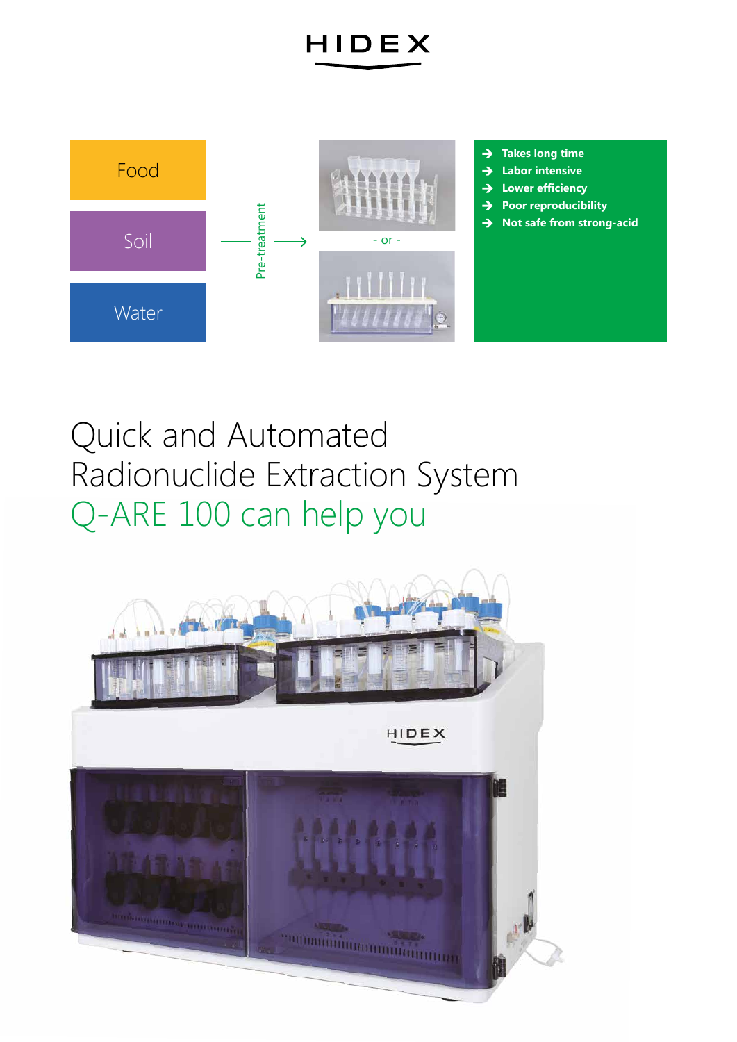Food

Soil

Water

Pre-treatment

- or -

- Takes long time
- Labor intensive
- Lower efficiency
- Poor reproducibility
- Not safe from strong-acid

# Quick and Automated Radionuclide Extraction System Q-ARE 100 can help you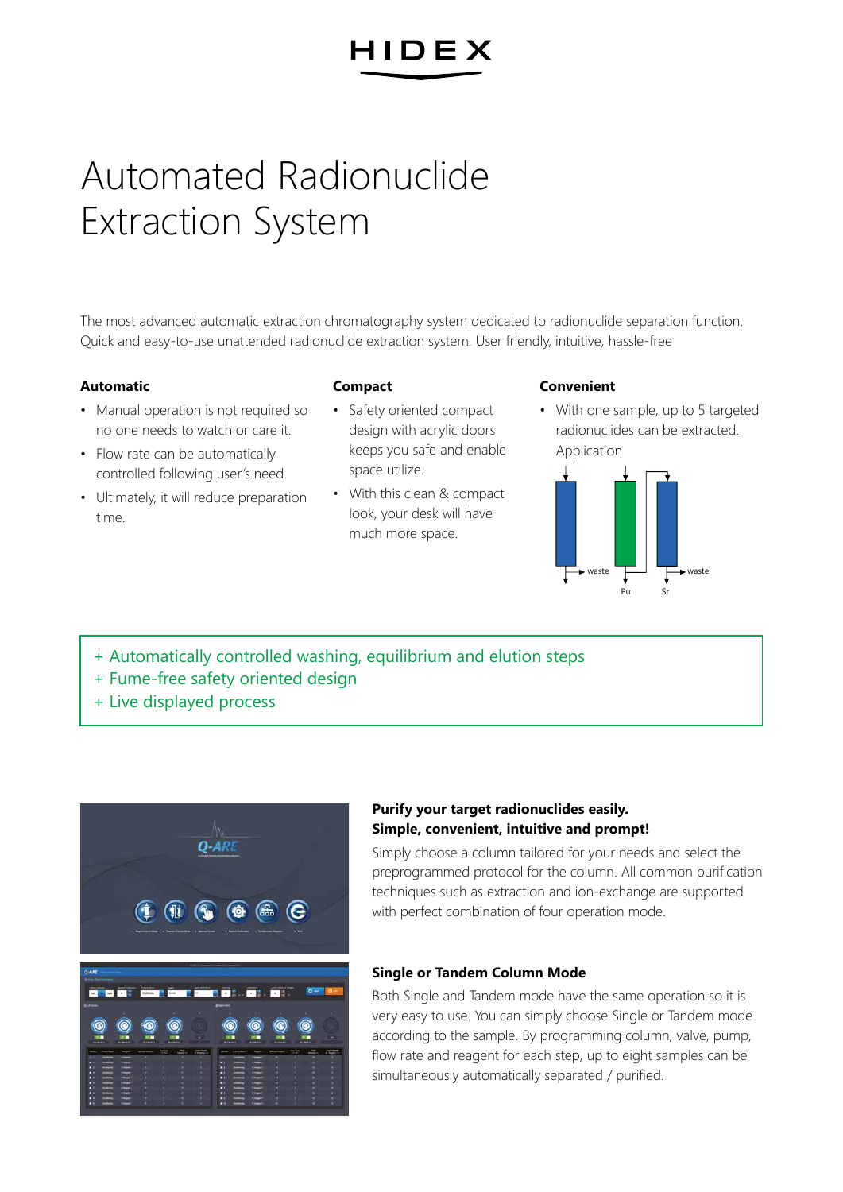# Automated Radionuclide Extraction System

The most advanced automatic extraction chromatography system dedicated to radionuclide separation function. Quick and easy-to-use unattended radionuclide extraction system. User friendly, intuitive, hassle-free

**Automatic**

- Manual operation is not required so no one needs to watch or care it.
- Flow rate can be automatically controlled following user's need.
- Ultimately, it will reduce preparation time.

**Compact**

- Safety oriented compact design with acrylic doors keeps you safe and enable space utilize.
- With this clean & compact look, your desk will have much more space.

**Convenient**

- With one sample, up to 5 targeted radionuclides can be extracted.

Application

waste

Pu

Sr

waste

+ Automatically controlled washing, equilibrium and elution steps
+ Fume-free safety oriented design
+ Live displayed process

**Purify your target radionuclides easily.**
**Simple, convenient, intuitive and prompt!**

Simply choose a column tailored for your needs and select the preprogrammed protocol for the column. All common purification techniques such as extraction and ion-exchange are supported with perfect combination of four operation mode.

**Single or Tandem Column Mode**

Both Single and Tandem mode have the same operation so it is very easy to use. You can simply choose Single or Tandem mode according to the sample. By programming column, valve, pump, flow rate and reagent for each step, up to eight samples can be simultaneously automatically separated / purified.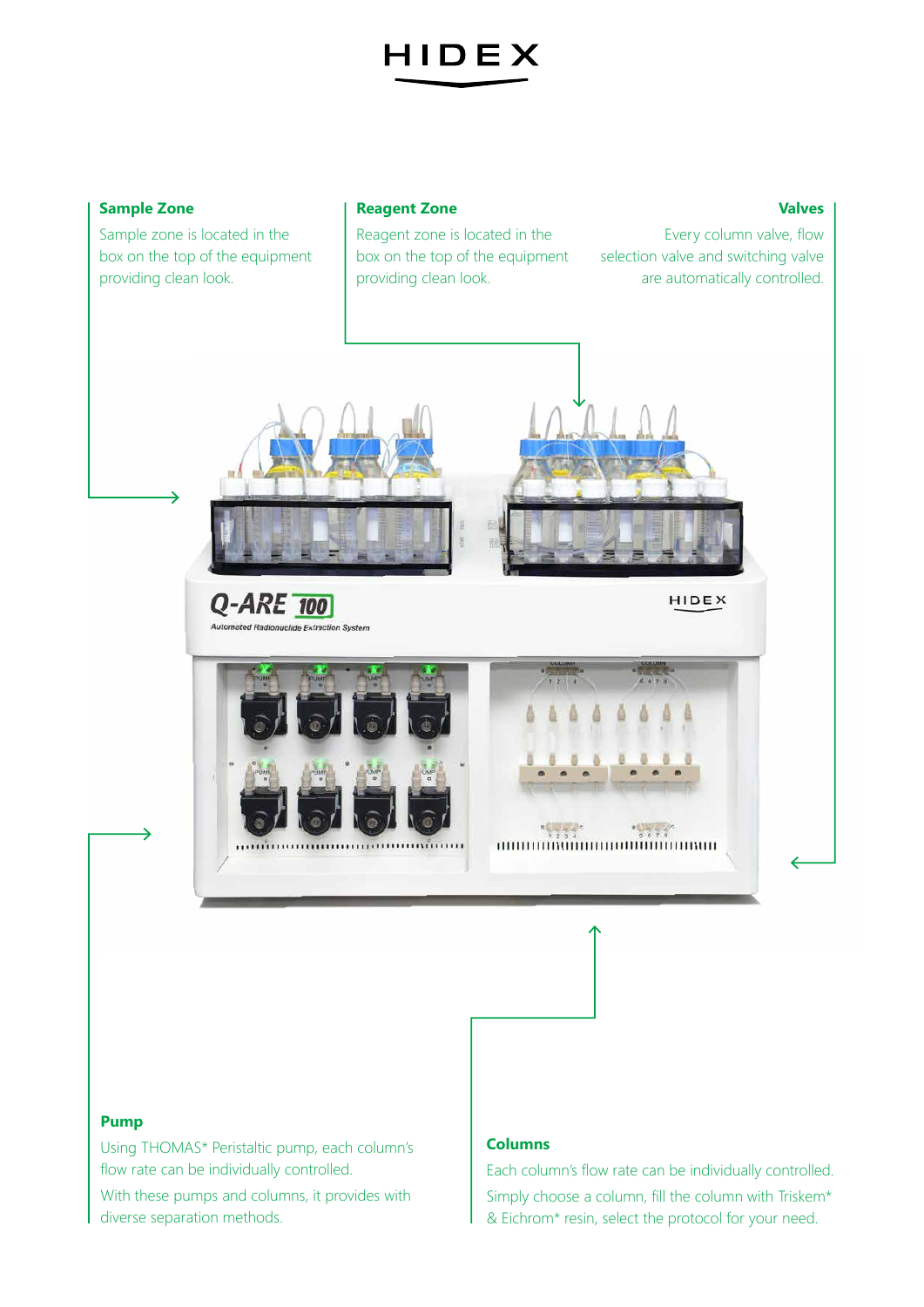**Sample Zone**

Sample zone is located in the box on the top of the equipment providing clean look.

**Reagent Zone**

Reagent zone is located in the box on the top of the equipment providing clean look.

**Valves**

Every column valve, flow selection valve and switching valve are automatically controlled.

**Pump**

Using THOMAS* Peristaltic pump, each column's flow rate can be individually controlled.

With these pumps and columns, it provides with diverse separation methods.

**Columns**

Each column's flow rate can be individually controlled.

Simply choose a column, fill the column with Triskem* & Eichrom* resin, select the protocol for your need.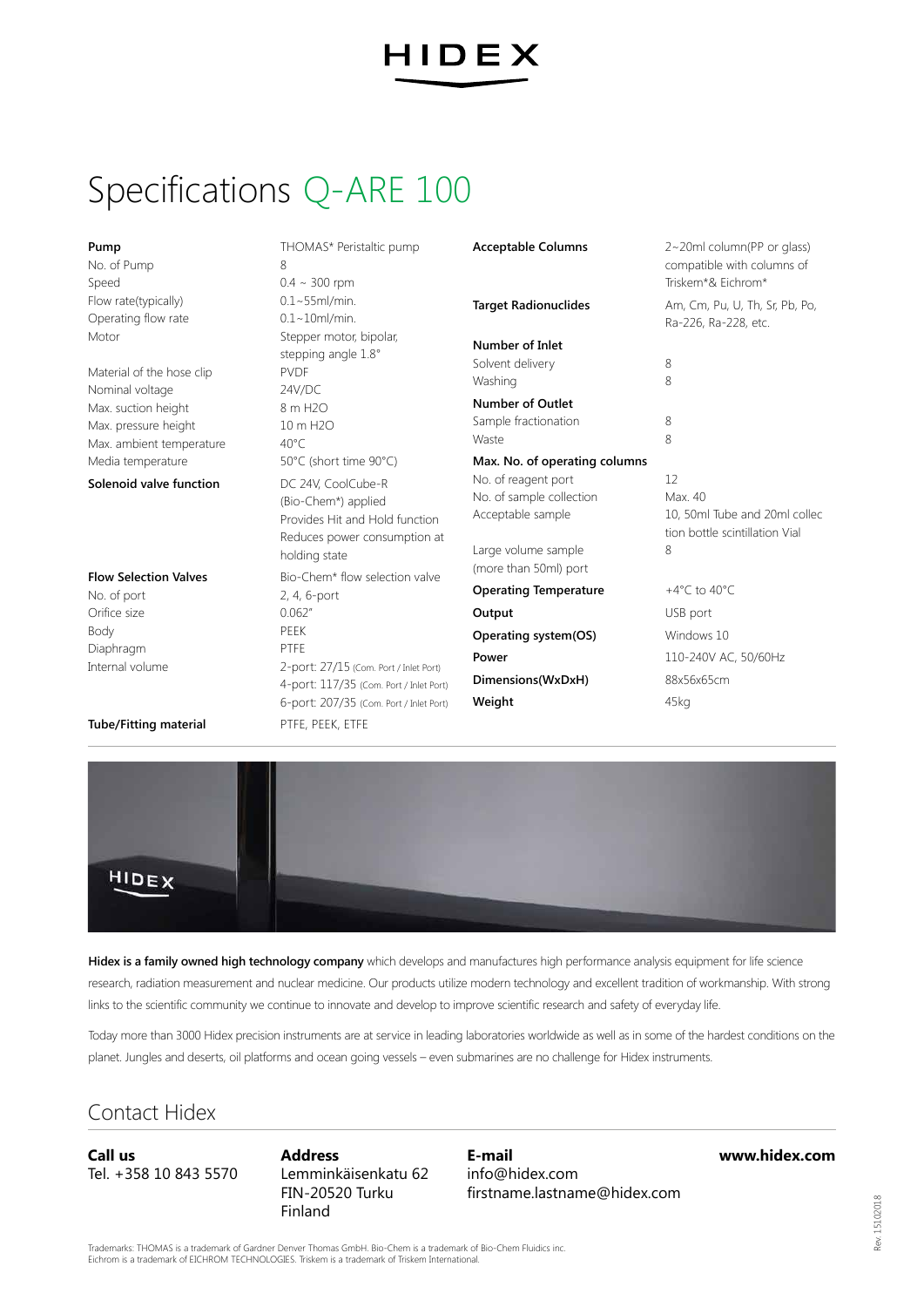# Specifications Q-ARE 100

| | |
|---|---|
| **Pump** | THOMAS* Peristaltic pump |
| No. of Pump | 8 |
| Speed | 0.4 ~ 300 rpm |
| Flow rate(typically) | 0.1~55ml/min. |
| Operating flow rate | 0.1~10ml/min. |
| Motor | Stepper motor, bipolar, stepping angle 1.8° |
| Material of the hose clip | PVDF |
| Nominal voltage | 24V/DC |
| Max. suction height | 8 m H2O |
| Max. pressure height | 10 m H2O |
| Max. ambient temperature | 40°C |
| Media temperature | 50°C (short time 90°C) |
| **Solenoid valve function** | DC 24V, CoolCube-R (Bio-Chem*) applied Provides Hit and Hold function Reduces power consumption at holding state |
| **Flow Selection Valves** | Bio-Chem* flow selection valve |
| No. of port | 2, 4, 6-port |
| Orifice size | 0.062" |
| Body | PEEK |
| Diaphragm | PTFE |
| Internal volume | 2-port: 27/15 (Com. Port / Inlet Port)<br>4-port: 117/35 (Com. Port / Inlet Port)<br>6-port: 207/35 (Com. Port / Inlet Port) |
| **Tube/Fitting material** | PTFE, PEEK, ETFE |

| | |
|---|---|
| **Acceptable Columns** | 2~20ml column(PP or glass) compatible with columns of Triskem*& Eichrom* |
| **Target Radionuclides** | Am, Cm, Pu, U, Th, Sr, Pb, Po, Ra-226, Ra-228, etc. |
| **Number of Inlet** | |
| Solvent delivery | 8 |
| Washing | 8 |
| **Number of Outlet** | |
| Sample fractionation | 8 |
| Waste | 8 |
| **Max. No. of operating columns** | |
| No. of reagent port | 12 |
| No. of sample collection | Max. 40 |
| Acceptable sample | 10, 50ml Tube and 20ml collection bottle scintillation Vial |
| Large volume sample (more than 50ml) port | 8 |
| **Operating Temperature** | +4°C to 40°C |
| **Output** | USB port |
| **Operating system(OS)** | Windows 10 |
| **Power** | 110-240V AC, 50/60Hz |
| **Dimensions(WxDxH)** | 88x56x65cm |
| **Weight** | 45kg |

**Hidex is a family owned high technology company** which develops and manufactures high performance analysis equipment for life science research, radiation measurement and nuclear medicine. Our products utilize modern technology and excellent tradition of workmanship. With strong links to the scientific community we continue to innovate and develop to improve scientific research and safety of everyday life.

Today more than 3000 Hidex precision instruments are at service in leading laboratories worldwide as well as in some of the hardest conditions on the planet. Jungles and deserts, oil platforms and ocean going vessels – even submarines are no challenge for Hidex instruments.

## Contact Hidex

**Call us**
Tel. +358 10 843 5570

**Address**
Lemminkäisenkatu 62
FIN-20520 Turku
Finland

**E-mail**
info@hidex.com
firstname.lastname@hidex.com

**www.hidex.com**

Trademarks: THOMAS is a trademark of Gardner Denver Thomas GmbH. Bio-Chem is a trademark of Bio-Chem Fluidics inc.
Eichrom is a trademark of EICHROM TECHNOLOGIES. Triskem is a trademark of Triskem International.

Rev. 15102018